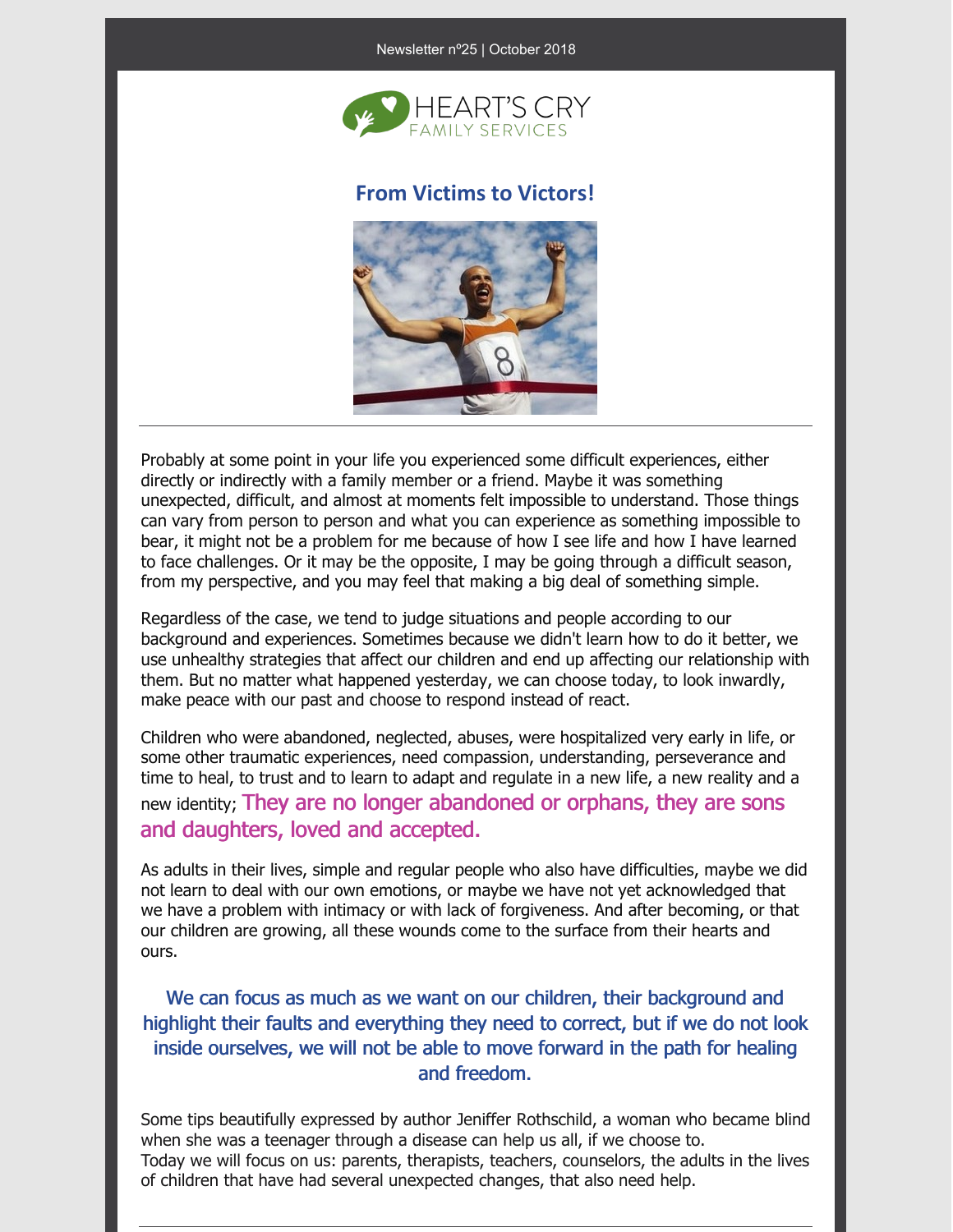Newsletter nº25 | October 2018

HEART'S CRY
FAMILY SERVICES

## From Victims to Victors!

---

Probably at some point in your life you experienced some difficult experiences, either directly or indirectly with a family member or a friend. Maybe it was something unexpected, difficult, and almost at moments felt impossible to understand. Those things can vary from person to person and what you can experience as something impossible to bear, it might not be a problem for me because of how I see life and how I have learned to face challenges. Or it may be the opposite, I may be going through a difficult season, from my perspective, and you may feel that making a big deal of something simple.

Regardless of the case, we tend to judge situations and people according to our background and experiences. Sometimes because we didn't learn how to do it better, we use unhealthy strategies that affect our children and end up affecting our relationship with them. But no matter what happened yesterday, we can choose today, to look inwardly, make peace with our past and choose to respond instead of react.

Children who were abandoned, neglected, abuses, were hospitalized very early in life, or some other traumatic experiences, need compassion, understanding, perseverance and time to heal, to trust and to learn to adapt and regulate in a new life, a new reality and a new identity; **They are no longer abandoned or orphans, they are sons and daughters, loved and accepted.**

As adults in their lives, simple and regular people who also have difficulties, maybe we did not learn to deal with our own emotions, or maybe we have not yet acknowledged that we have a problem with intimacy or with lack of forgiveness. And after becoming, or that our children are growing, all these wounds come to the surface from their hearts and ours.

**We can focus as much as we want on our children, their background and highlight their faults and everything they need to correct, but if we do not look inside ourselves, we will not be able to move forward in the path for healing and freedom.**

Some tips beautifully expressed by author Jeniffer Rothschild, a woman who became blind when she was a teenager through a disease can help us all, if we choose to.
Today we will focus on us: parents, therapists, teachers, counselors, the adults in the lives of children that have had several unexpected changes, that also need help.

---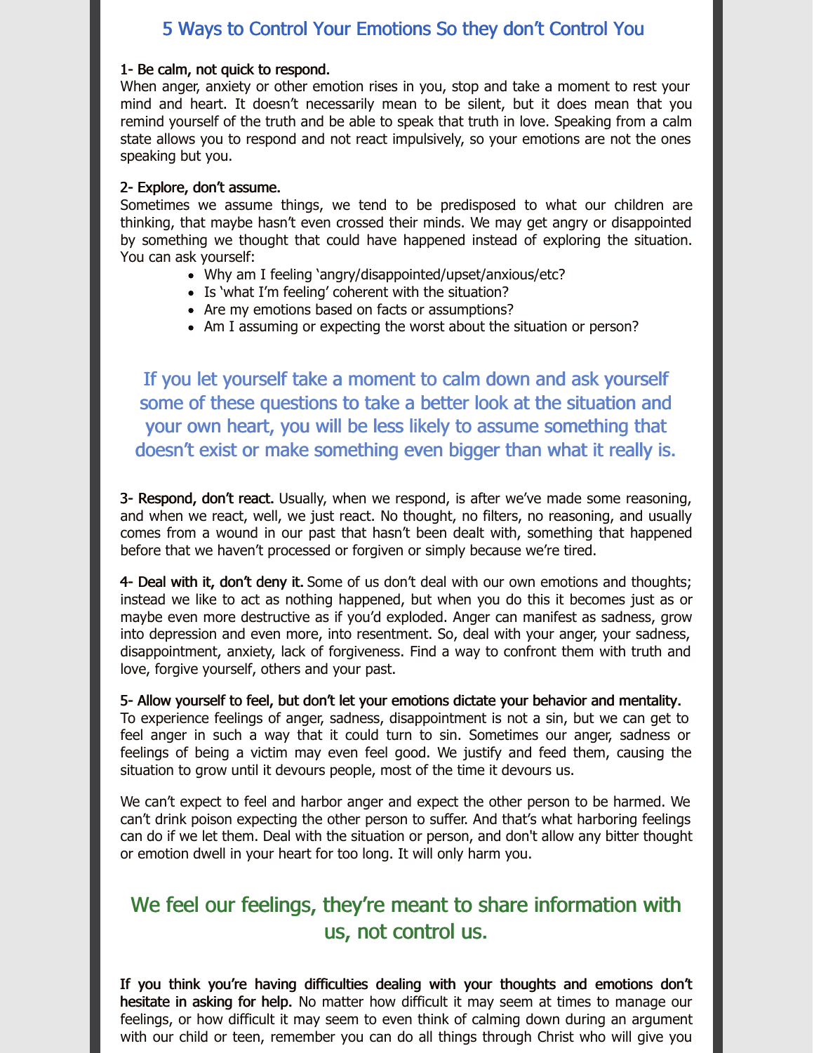## 5 Ways to Control Your Emotions So they don't Control You

**1- Be calm, not quick to respond.**
When anger, anxiety or other emotion rises in you, stop and take a moment to rest your mind and heart. It doesn't necessarily mean to be silent, but it does mean that you remind yourself of the truth and be able to speak that truth in love. Speaking from a calm state allows you to respond and not react impulsively, so your emotions are not the ones speaking but you.

**2- Explore, don't assume.**
Sometimes we assume things, we tend to be predisposed to what our children are thinking, that maybe hasn't even crossed their minds. We may get angry or disappointed by something we thought that could have happened instead of exploring the situation. You can ask yourself:

- Why am I feeling 'angry/disappointed/upset/anxious/etc?
- Is 'what I'm feeling' coherent with the situation?
- Are my emotions based on facts or assumptions?
- Am I assuming or expecting the worst about the situation or person?

### If you let yourself take a moment to calm down and ask yourself some of these questions to take a better look at the situation and your own heart, you will be less likely to assume something that doesn't exist or make something even bigger than what it really is.

**3- Respond, don't react.** Usually, when we respond, is after we've made some reasoning, and when we react, well, we just react. No thought, no filters, no reasoning, and usually comes from a wound in our past that hasn't been dealt with, something that happened before that we haven't processed or forgiven or simply because we're tired.

**4- Deal with it, don't deny it.** Some of us don't deal with our own emotions and thoughts; instead we like to act as nothing happened, but when you do this it becomes just as or maybe even more destructive as if you'd exploded. Anger can manifest as sadness, grow into depression and even more, into resentment. So, deal with your anger, your sadness, disappointment, anxiety, lack of forgiveness. Find a way to confront them with truth and love, forgive yourself, others and your past.

**5- Allow yourself to feel, but don't let your emotions dictate your behavior and mentality.**
To experience feelings of anger, sadness, disappointment is not a sin, but we can get to feel anger in such a way that it could turn to sin. Sometimes our anger, sadness or feelings of being a victim may even feel good. We justify and feed them, causing the situation to grow until it devours people, most of the time it devours us.

We can't expect to feel and harbor anger and expect the other person to be harmed. We can't drink poison expecting the other person to suffer. And that's what harboring feelings can do if we let them. Deal with the situation or person, and don't allow any bitter thought or emotion dwell in your heart for too long. It will only harm you.

### We feel our feelings, they're meant to share information with us, not control us.

**If you think you're having difficulties dealing with your thoughts and emotions don't hesitate in asking for help.** No matter how difficult it may seem at times to manage our feelings, or how difficult it may seem to even think of calming down during an argument with our child or teen, remember you can do all things through Christ who will give you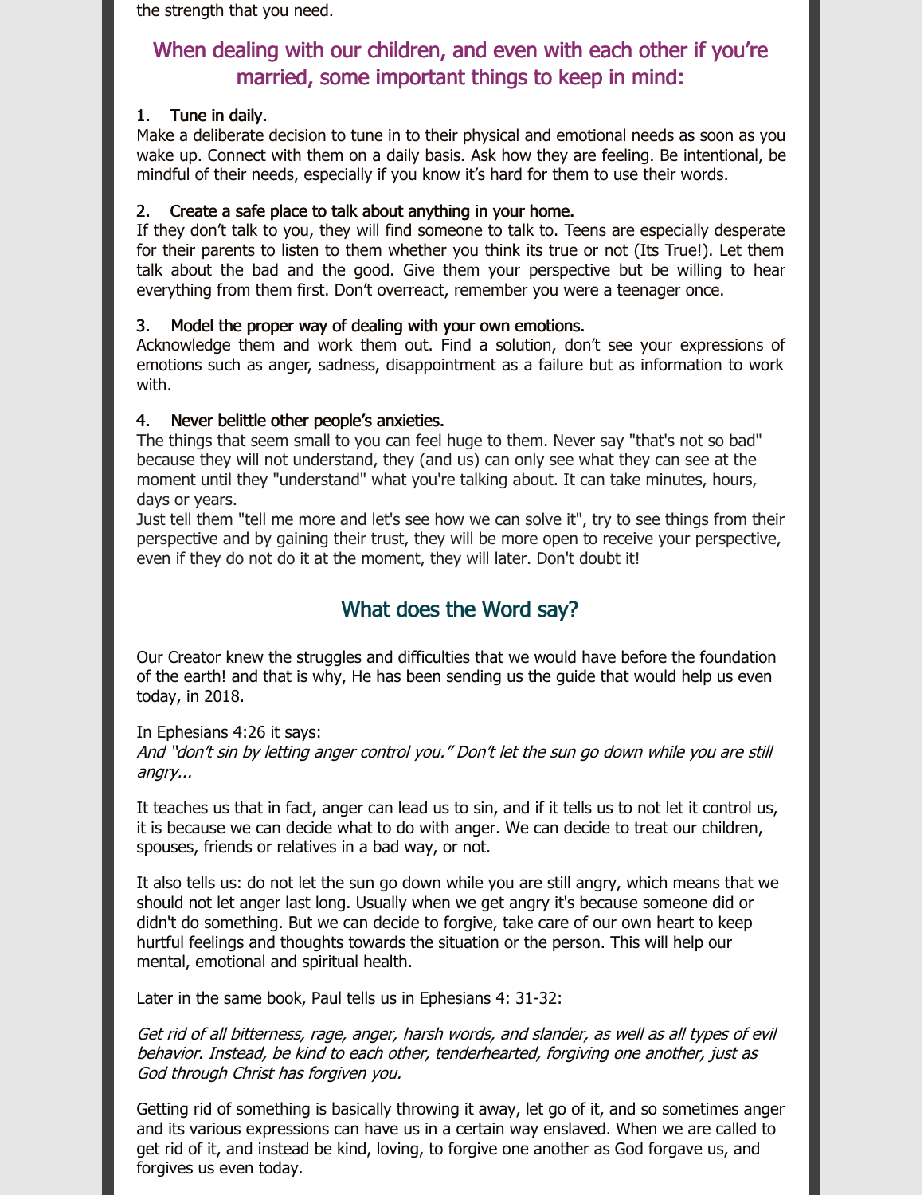the strength that you need.

## When dealing with our children, and even with each other if you're married, some important things to keep in mind:

**1. Tune in daily.**

Make a deliberate decision to tune in to their physical and emotional needs as soon as you wake up. Connect with them on a daily basis. Ask how they are feeling. Be intentional, be mindful of their needs, especially if you know it's hard for them to use their words.

**2. Create a safe place to talk about anything in your home.**

If they don't talk to you, they will find someone to talk to. Teens are especially desperate for their parents to listen to them whether you think its true or not (Its True!). Let them talk about the bad and the good. Give them your perspective but be willing to hear everything from them first. Don't overreact, remember you were a teenager once.

**3. Model the proper way of dealing with your own emotions.**

Acknowledge them and work them out. Find a solution, don't see your expressions of emotions such as anger, sadness, disappointment as a failure but as information to work with.

**4. Never belittle other people's anxieties.**

The things that seem small to you can feel huge to them. Never say "that's not so bad" because they will not understand, they (and us) can only see what they can see at the moment until they "understand" what you're talking about. It can take minutes, hours, days or years.

Just tell them "tell me more and let's see how we can solve it", try to see things from their perspective and by gaining their trust, they will be more open to receive your perspective, even if they do not do it at the moment, they will later. Don't doubt it!

## What does the Word say?

Our Creator knew the struggles and difficulties that we would have before the foundation of the earth! and that is why, He has been sending us the guide that would help us even today, in 2018.

In Ephesians 4:26 it says:

*And "don't sin by letting anger control you." Don't let the sun go down while you are still angry...*

It teaches us that in fact, anger can lead us to sin, and if it tells us to not let it control us, it is because we can decide what to do with anger. We can decide to treat our children, spouses, friends or relatives in a bad way, or not.

It also tells us: do not let the sun go down while you are still angry, which means that we should not let anger last long. Usually when we get angry it's because someone did or didn't do something. But we can decide to forgive, take care of our own heart to keep hurtful feelings and thoughts towards the situation or the person. This will help our mental, emotional and spiritual health.

Later in the same book, Paul tells us in Ephesians 4: 31-32:

*Get rid of all bitterness, rage, anger, harsh words, and slander, as well as all types of evil behavior. Instead, be kind to each other, tenderhearted, forgiving one another, just as God through Christ has forgiven you.*

Getting rid of something is basically throwing it away, let go of it, and so sometimes anger and its various expressions can have us in a certain way enslaved. When we are called to get rid of it, and instead be kind, loving, to forgive one another as God forgave us, and forgives us even today.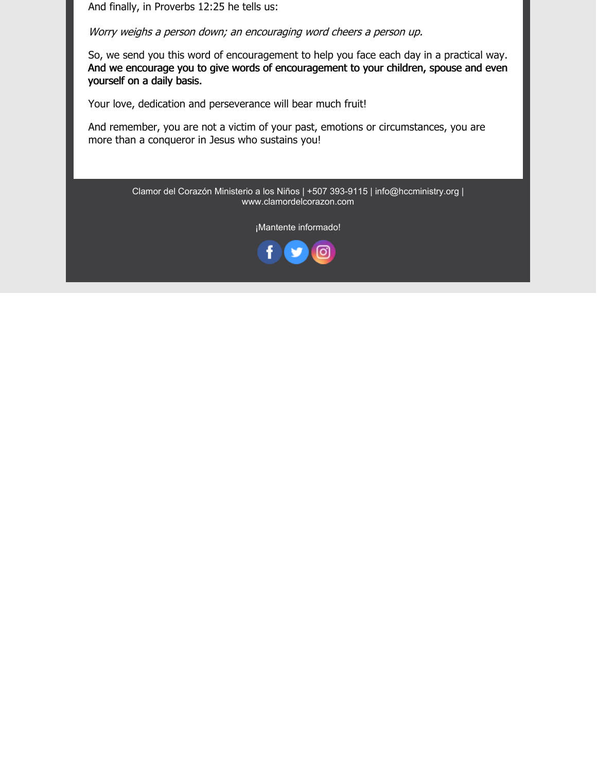And finally, in Proverbs 12:25 he tells us:

*Worry weighs a person down; an encouraging word cheers a person up.*

So, we send you this word of encouragement to help you face each day in a practical way. **And we encourage you to give words of encouragement to your children, spouse and even yourself on a daily basis.**

Your love, dedication and perseverance will bear much fruit!

And remember, you are not a victim of your past, emotions or circumstances, you are more than a conqueror in Jesus who sustains you!

Clamor del Corazón Ministerio a los Niños | +507 393-9115 | info@hccministry.org | www.clamordelcorazon.com

¡Mantente informado!